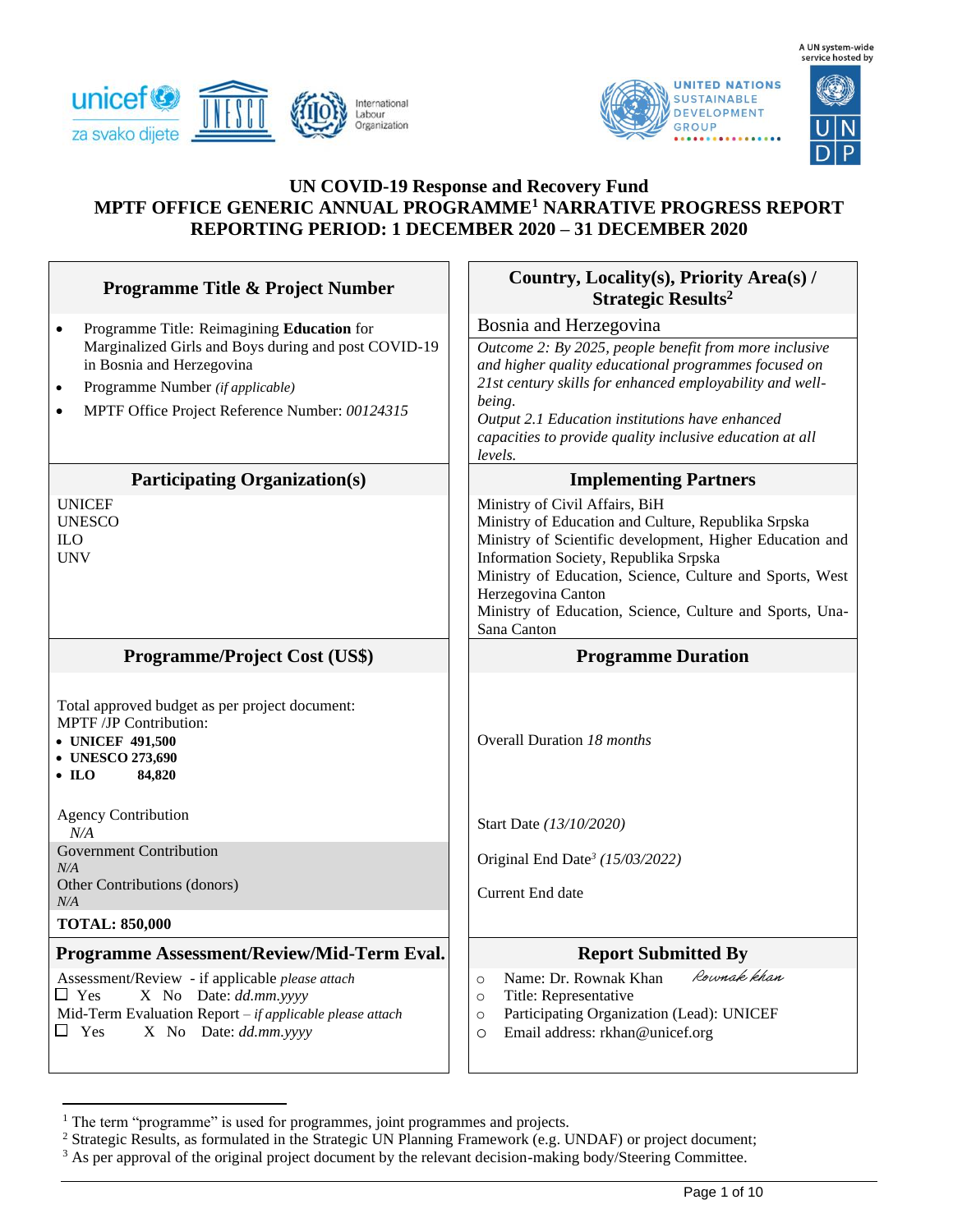A UN system-wide service hosted by

# UN COVID-19 Response and Recovery Fund
## MPTF OFFICE GENERIC ANNUAL PROGRAMME[1] NARRATIVE PROGRESS REPORT
## REPORTING PERIOD: 1 DECEMBER 2020 – 31 DECEMBER 2020

| Programme Title & Project Number | Country, Locality(s), Priority Area(s) / Strategic Results[2] |
|---|---|
| • Programme Title: Reimagining **Education** for Marginalized Girls and Boys during and post COVID-19 in Bosnia and Herzegovina<br>• Programme Number *(if applicable)*<br>• MPTF Office Project Reference Number: *00124315* | Bosnia and Herzegovina<br>*Outcome 2: By 2025, people benefit from more inclusive and higher quality educational programmes focused on 21st century skills for enhanced employability and well-being.*<br>*Output 2.1 Education institutions have enhanced capacities to provide quality inclusive education at all levels.* |
| **Participating Organization(s)** | **Implementing Partners** |
| UNICEF<br>UNESCO<br>ILO<br>UNV | Ministry of Civil Affairs, BiH<br>Ministry of Education and Culture, Republika Srpska<br>Ministry of Scientific development, Higher Education and Information Society, Republika Srpska<br>Ministry of Education, Science, Culture and Sports, West Herzegovina Canton<br>Ministry of Education, Science, Culture and Sports, Una-Sana Canton |
| **Programme/Project Cost (US$)** | **Programme Duration** |
| Total approved budget as per project document:<br>MPTF /JP Contribution:<br>• **UNICEF 491,500**<br>• **UNESCO 273,690**<br>• **ILO 84,820**<br><br>Agency Contribution<br>*N/A*<br>Government Contribution<br>*N/A*<br>Other Contributions (donors)<br>*N/A*<br>**TOTAL: 850,000** | Overall Duration *18 months*<br><br>Start Date *(13/10/2020)*<br><br>Original End Date[3] *(15/03/2022)*<br><br>Current End date |
| **Programme Assessment/Review/Mid-Term Eval.** | **Report Submitted By** |
| Assessment/Review - if applicable *please attach*<br>☐ Yes X No Date: *dd.mm.yyyy*<br>Mid-Term Evaluation Report – *if applicable please attach*<br>☐ Yes X No Date: *dd.mm.yyyy* | ○ Name: Dr. Rownak Khan *Rownak Khan*<br>○ Title: Representative<br>○ Participating Organization (Lead): UNICEF<br>○ Email address: rkhan@unicef.org |

[1] The term "programme" is used for programmes, joint programmes and projects.
[2] Strategic Results, as formulated in the Strategic UN Planning Framework (e.g. UNDAF) or project document;
[3] As per approval of the original project document by the relevant decision-making body/Steering Committee.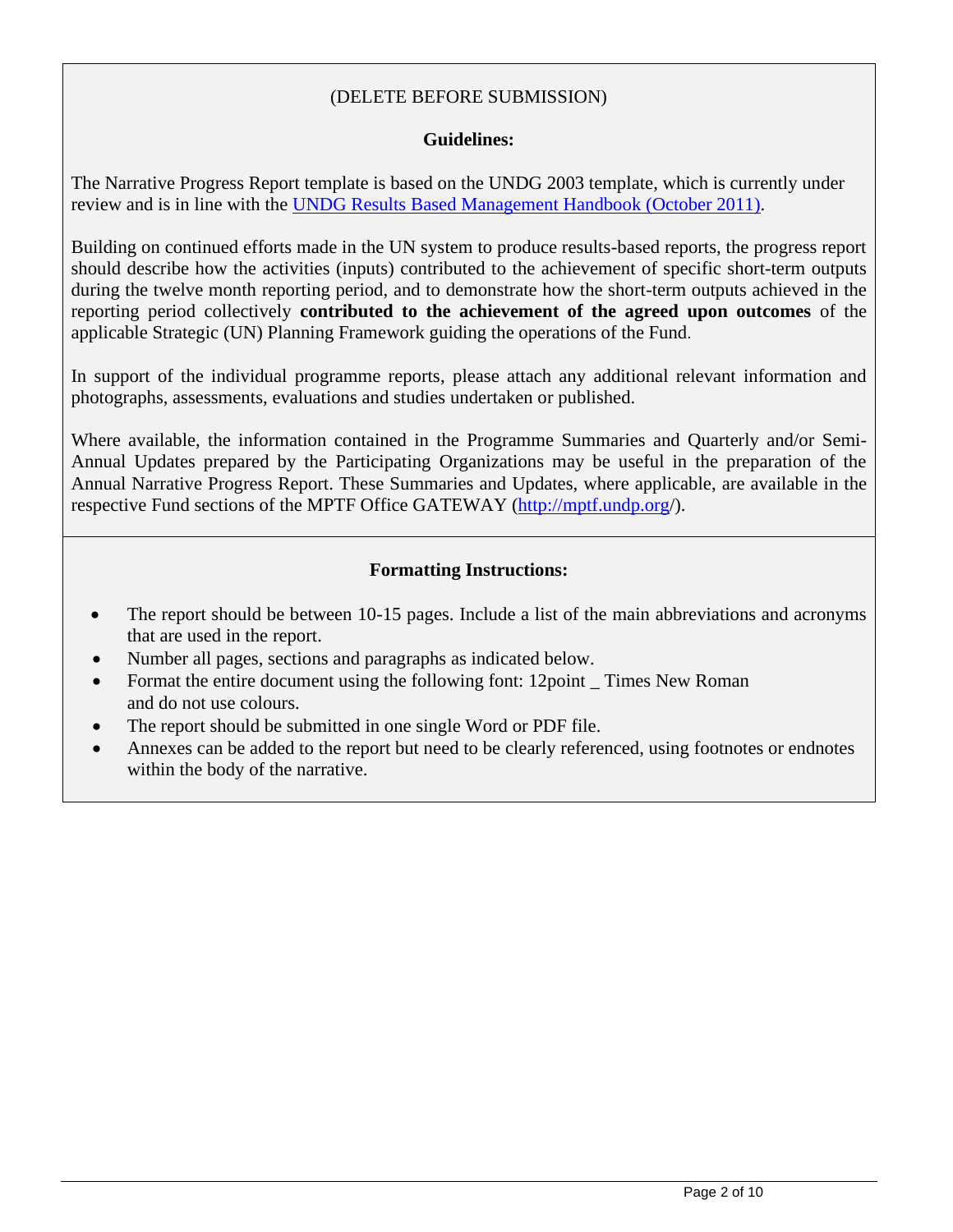(DELETE BEFORE SUBMISSION)

**Guidelines:**

The Narrative Progress Report template is based on the UNDG 2003 template, which is currently under review and is in line with the [UNDG Results Based Management Handbook (October 2011)](#).

Building on continued efforts made in the UN system to produce results-based reports, the progress report should describe how the activities (inputs) contributed to the achievement of specific short-term outputs during the twelve month reporting period, and to demonstrate how the short-term outputs achieved in the reporting period collectively **contributed to the achievement of the agreed upon outcomes** of the applicable Strategic (UN) Planning Framework guiding the operations of the Fund.

In support of the individual programme reports, please attach any additional relevant information and photographs, assessments, evaluations and studies undertaken or published.

Where available, the information contained in the Programme Summaries and Quarterly and/or Semi-Annual Updates prepared by the Participating Organizations may be useful in the preparation of the Annual Narrative Progress Report. These Summaries and Updates, where applicable, are available in the respective Fund sections of the MPTF Office GATEWAY (http://mptf.undp.org/).

**Formatting Instructions:**

- The report should be between 10-15 pages. Include a list of the main abbreviations and acronyms that are used in the report.
- Number all pages, sections and paragraphs as indicated below.
- Format the entire document using the following font: 12point _ Times New Roman and do not use colours.
- The report should be submitted in one single Word or PDF file.
- Annexes can be added to the report but need to be clearly referenced, using footnotes or endnotes within the body of the narrative.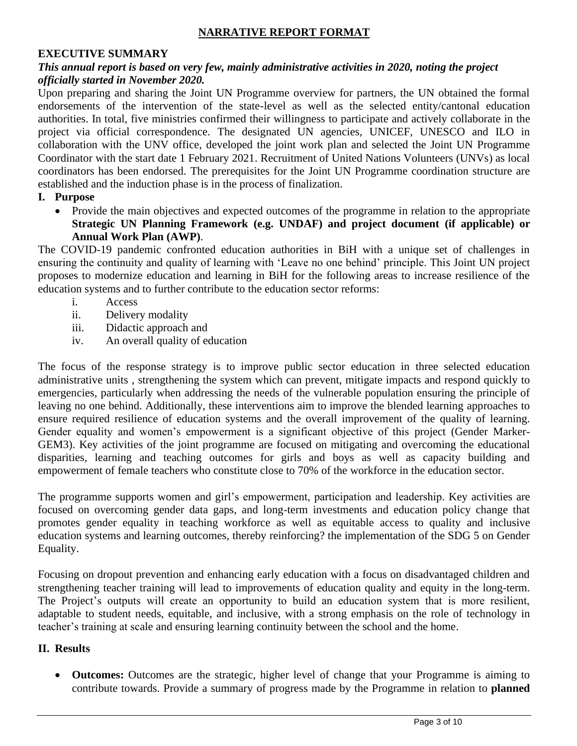## NARRATIVE REPORT FORMAT

### EXECUTIVE SUMMARY

***This annual report is based on very few, mainly administrative activities in 2020, noting the project officially started in November 2020.***

Upon preparing and sharing the Joint UN Programme overview for partners, the UN obtained the formal endorsements of the intervention of the state-level as well as the selected entity/cantonal education authorities. In total, five ministries confirmed their willingness to participate and actively collaborate in the project via official correspondence. The designated UN agencies, UNICEF, UNESCO and ILO in collaboration with the UNV office, developed the joint work plan and selected the Joint UN Programme Coordinator with the start date 1 February 2021. Recruitment of United Nations Volunteers (UNVs) as local coordinators has been endorsed. The prerequisites for the Joint UN Programme coordination structure are established and the induction phase is in the process of finalization.

### I. Purpose

- Provide the main objectives and expected outcomes of the programme in relation to the appropriate **Strategic UN Planning Framework (e.g. UNDAF) and project document (if applicable) or Annual Work Plan (AWP)**.

The COVID-19 pandemic confronted education authorities in BiH with a unique set of challenges in ensuring the continuity and quality of learning with 'Leave no one behind' principle. This Joint UN project proposes to modernize education and learning in BiH for the following areas to increase resilience of the education systems and to further contribute to the education sector reforms:

i. Access
ii. Delivery modality
iii. Didactic approach and
iv. An overall quality of education

The focus of the response strategy is to improve public sector education in three selected education administrative units , strengthening the system which can prevent, mitigate impacts and respond quickly to emergencies, particularly when addressing the needs of the vulnerable population ensuring the principle of leaving no one behind. Additionally, these interventions aim to improve the blended learning approaches to ensure required resilience of education systems and the overall improvement of the quality of learning. Gender equality and women's empowerment is a significant objective of this project (Gender Marker-GEM3). Key activities of the joint programme are focused on mitigating and overcoming the educational disparities, learning and teaching outcomes for girls and boys as well as capacity building and empowerment of female teachers who constitute close to 70% of the workforce in the education sector.

The programme supports women and girl's empowerment, participation and leadership. Key activities are focused on overcoming gender data gaps, and long-term investments and education policy change that promotes gender equality in teaching workforce as well as equitable access to quality and inclusive education systems and learning outcomes, thereby reinforcing? the implementation of the SDG 5 on Gender Equality.

Focusing on dropout prevention and enhancing early education with a focus on disadvantaged children and strengthening teacher training will lead to improvements of education quality and equity in the long-term. The Project's outputs will create an opportunity to build an education system that is more resilient, adaptable to student needs, equitable, and inclusive, with a strong emphasis on the role of technology in teacher's training at scale and ensuring learning continuity between the school and the home.

### II. Results

- **Outcomes:** Outcomes are the strategic, higher level of change that your Programme is aiming to contribute towards. Provide a summary of progress made by the Programme in relation to **planned**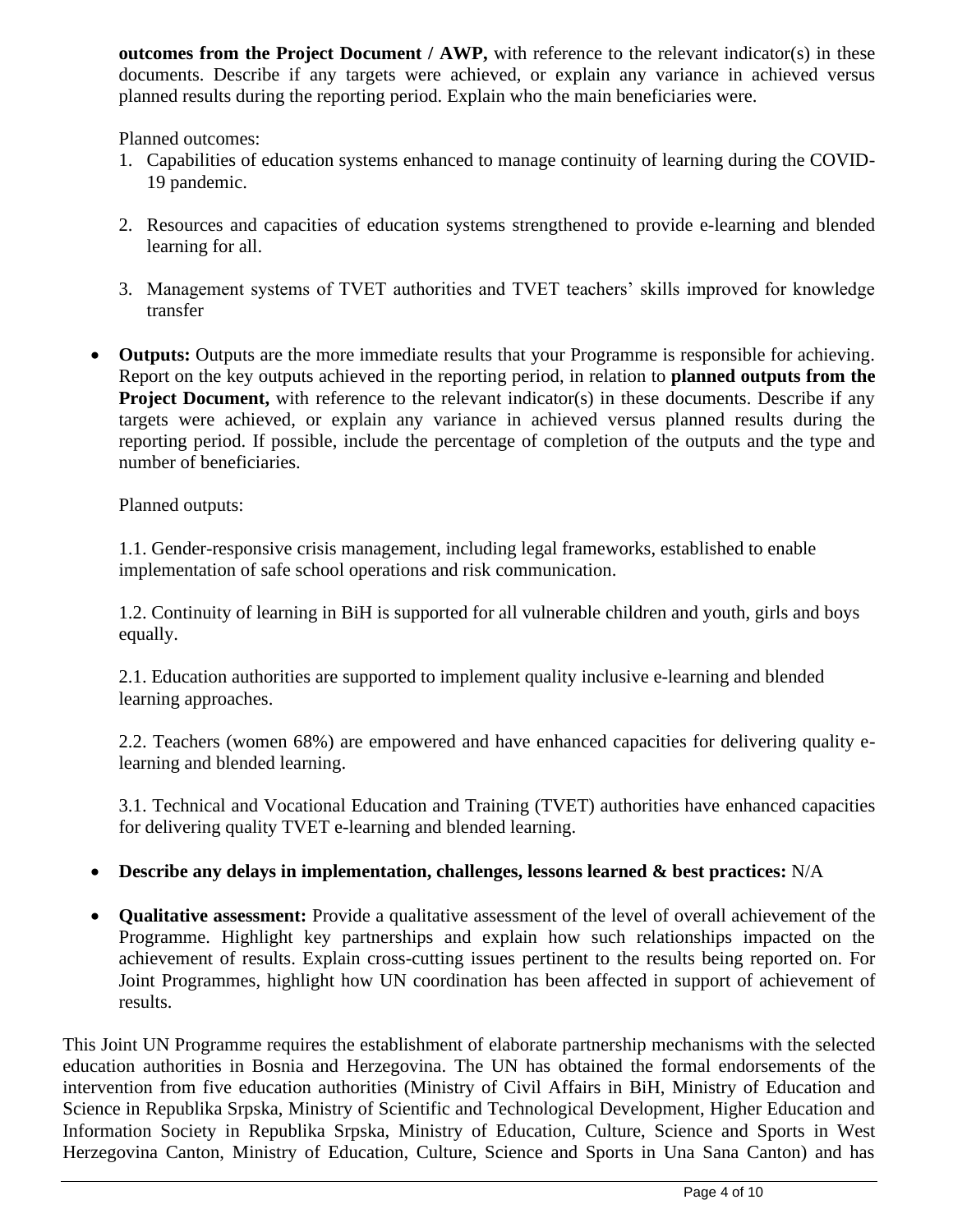**outcomes from the Project Document / AWP,** with reference to the relevant indicator(s) in these documents. Describe if any targets were achieved, or explain any variance in achieved versus planned results during the reporting period. Explain who the main beneficiaries were.

Planned outcomes:

1. Capabilities of education systems enhanced to manage continuity of learning during the COVID-19 pandemic.

2. Resources and capacities of education systems strengthened to provide e-learning and blended learning for all.

3. Management systems of TVET authorities and TVET teachers' skills improved for knowledge transfer

- **Outputs:** Outputs are the more immediate results that your Programme is responsible for achieving. Report on the key outputs achieved in the reporting period, in relation to **planned outputs from the Project Document,** with reference to the relevant indicator(s) in these documents. Describe if any targets were achieved, or explain any variance in achieved versus planned results during the reporting period. If possible, include the percentage of completion of the outputs and the type and number of beneficiaries.

  Planned outputs:

  1.1. Gender-responsive crisis management, including legal frameworks, established to enable implementation of safe school operations and risk communication.

  1.2. Continuity of learning in BiH is supported for all vulnerable children and youth, girls and boys equally.

  2.1. Education authorities are supported to implement quality inclusive e-learning and blended learning approaches.

  2.2. Teachers (women 68%) are empowered and have enhanced capacities for delivering quality e-learning and blended learning.

  3.1. Technical and Vocational Education and Training (TVET) authorities have enhanced capacities for delivering quality TVET e-learning and blended learning.

- **Describe any delays in implementation, challenges, lessons learned & best practices:** N/A

- **Qualitative assessment:** Provide a qualitative assessment of the level of overall achievement of the Programme. Highlight key partnerships and explain how such relationships impacted on the achievement of results. Explain cross-cutting issues pertinent to the results being reported on. For Joint Programmes, highlight how UN coordination has been affected in support of achievement of results.

This Joint UN Programme requires the establishment of elaborate partnership mechanisms with the selected education authorities in Bosnia and Herzegovina. The UN has obtained the formal endorsements of the intervention from five education authorities (Ministry of Civil Affairs in BiH, Ministry of Education and Science in Republika Srpska, Ministry of Scientific and Technological Development, Higher Education and Information Society in Republika Srpska, Ministry of Education, Culture, Science and Sports in West Herzegovina Canton, Ministry of Education, Culture, Science and Sports in Una Sana Canton) and has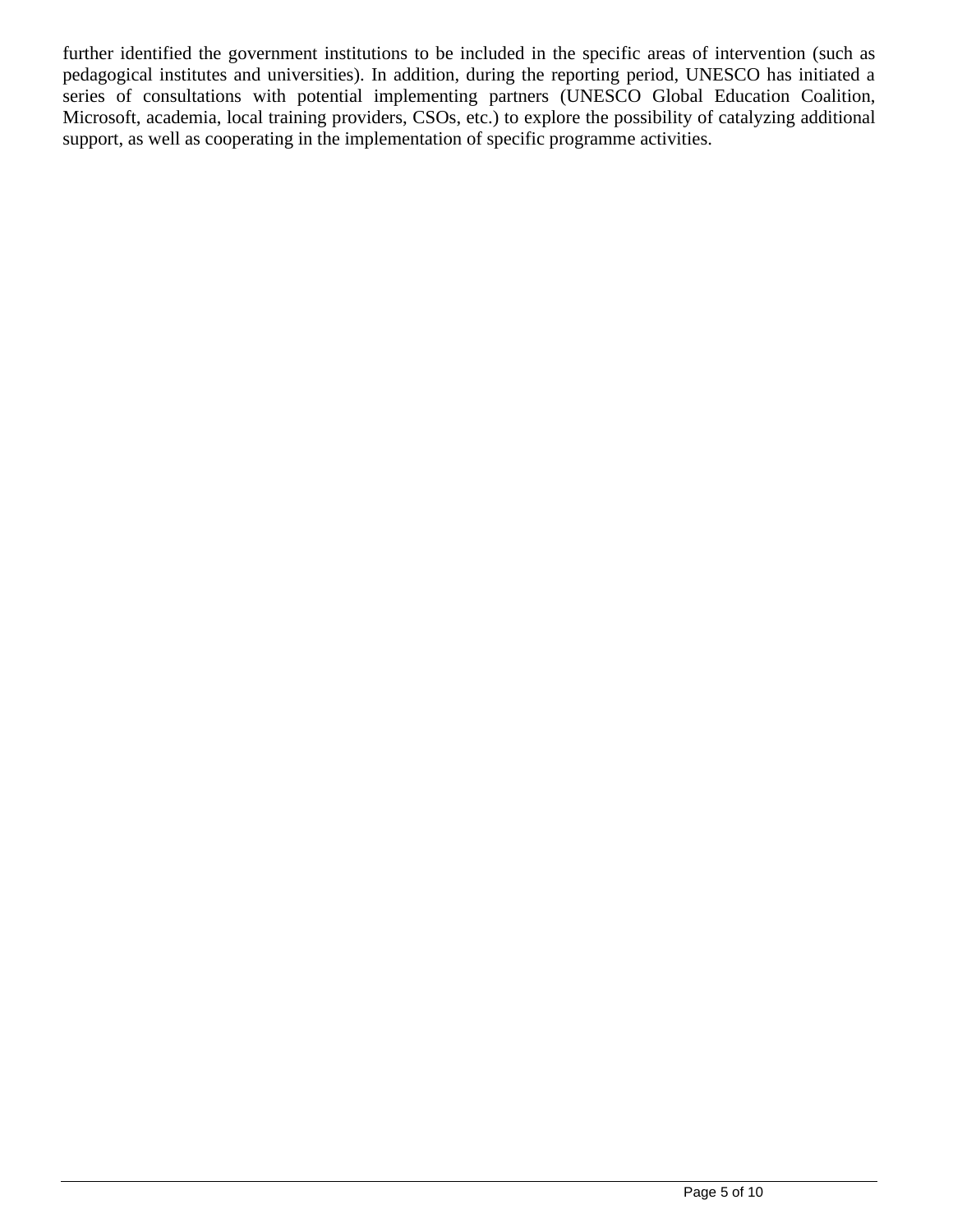further identified the government institutions to be included in the specific areas of intervention (such as pedagogical institutes and universities). In addition, during the reporting period, UNESCO has initiated a series of consultations with potential implementing partners (UNESCO Global Education Coalition, Microsoft, academia, local training providers, CSOs, etc.) to explore the possibility of catalyzing additional support, as well as cooperating in the implementation of specific programme activities.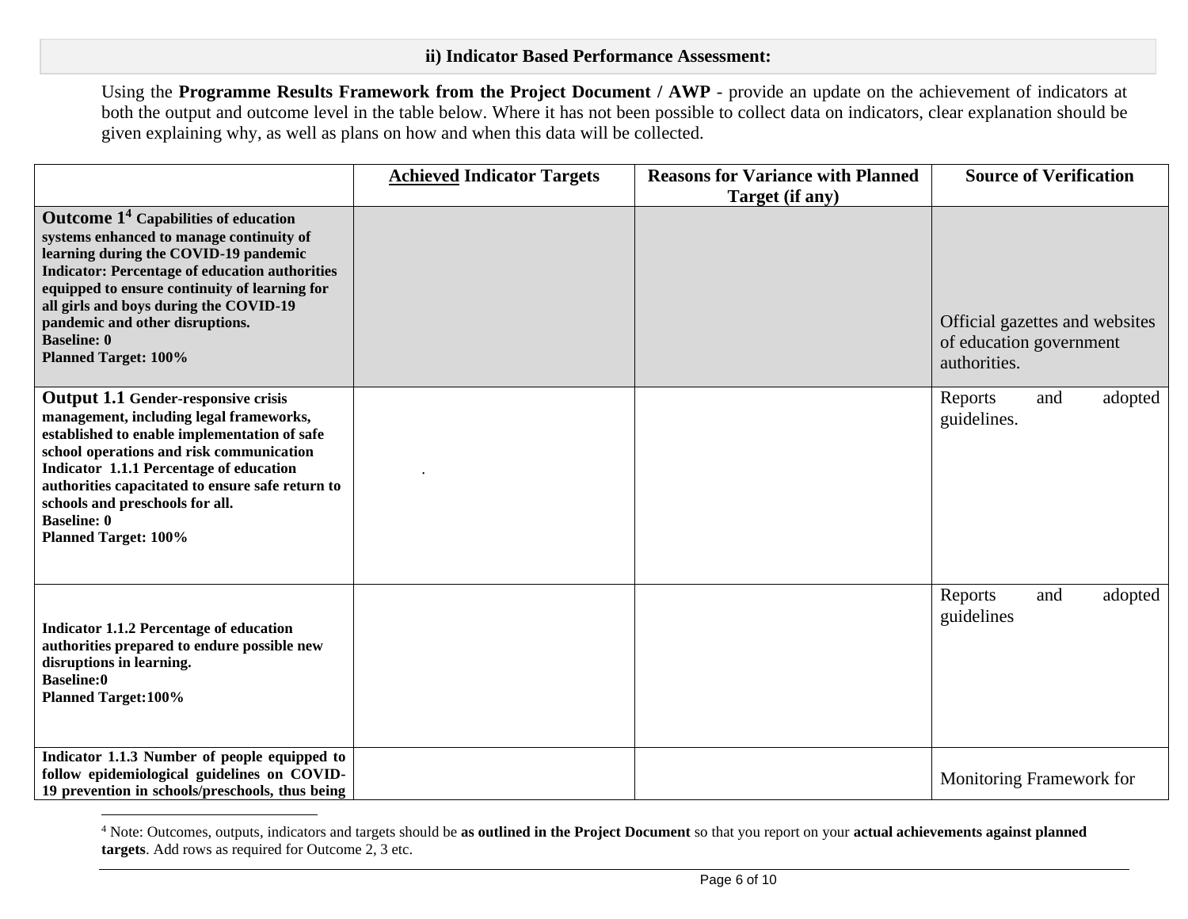**ii) Indicator Based Performance Assessment:**

Using the **Programme Results Framework from the Project Document / AWP** - provide an update on the achievement of indicators at both the output and outcome level in the table below. Where it has not been possible to collect data on indicators, clear explanation should be given explaining why, as well as plans on how and when this data will be collected.

| | **Achieved Indicator Targets** | **Reasons for Variance with Planned Target (if any)** | **Source of Verification** |
|---|---|---|---|
| **Outcome 1[4] Capabilities of education systems enhanced to manage continuity of learning during the COVID-19 pandemic** **Indicator: Percentage of education authorities equipped to ensure continuity of learning for all girls and boys during the COVID-19 pandemic and other disruptions.** **Baseline: 0** **Planned Target: 100%** | | | Official gazettes and websites of education government authorities. |
| **Output 1.1 Gender-responsive crisis management, including legal frameworks, established to enable implementation of safe school operations and risk communication** **Indicator 1.1.1 Percentage of education authorities capacitated to ensure safe return to schools and preschools for all.** **Baseline: 0** **Planned Target: 100%** | . | | Reports and adopted guidelines. |
| **Indicator 1.1.2 Percentage of education authorities prepared to endure possible new disruptions in learning.** **Baseline:0** **Planned Target:100%** | | | Reports and adopted guidelines |
| **Indicator 1.1.3 Number of people equipped to follow epidemiological guidelines on COVID-19 prevention in schools/preschools, thus being** | | | Monitoring Framework for |

[4] Note: Outcomes, outputs, indicators and targets should be **as outlined in the Project Document** so that you report on your **actual achievements against planned targets**. Add rows as required for Outcome 2, 3 etc.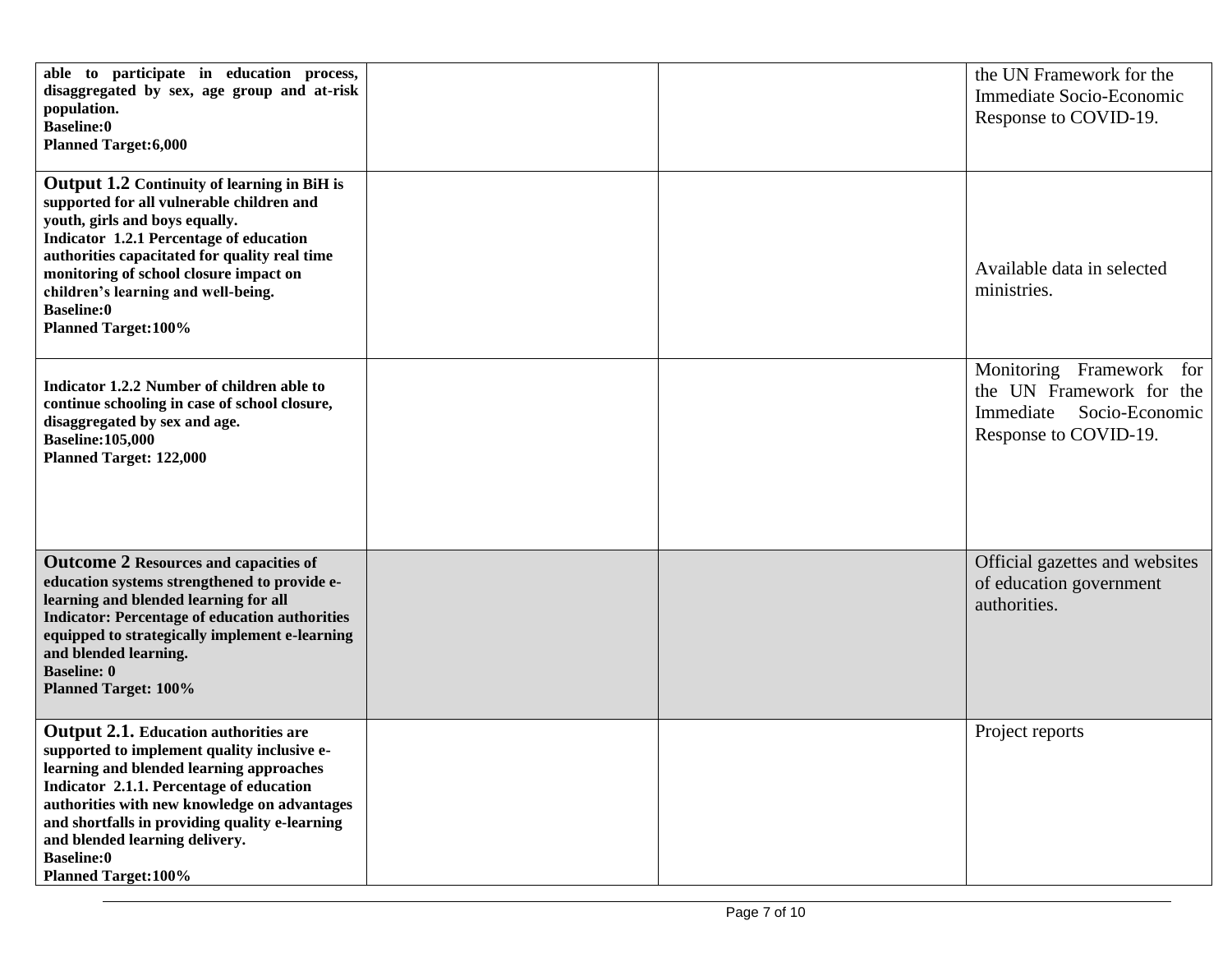| | | | |
|---|---|---|---|
| **able to participate in education process, disaggregated by sex, age group and at-risk population.**<br>**Baseline:0**<br>**Planned Target:6,000** | | | the UN Framework for the Immediate Socio-Economic Response to COVID-19. |
| **Output 1.2 Continuity of learning in BiH is supported for all vulnerable children and youth, girls and boys equally.**<br>**Indicator 1.2.1 Percentage of education authorities capacitated for quality real time monitoring of school closure impact on children's learning and well-being.**<br>**Baseline:0**<br>**Planned Target:100%** | | | Available data in selected ministries. |
| **Indicator 1.2.2 Number of children able to continue schooling in case of school closure, disaggregated by sex and age.**<br>**Baseline:105,000**<br>**Planned Target: 122,000** | | | Monitoring Framework for the UN Framework for the Immediate Socio-Economic Response to COVID-19. |
| **Outcome 2 Resources and capacities of education systems strengthened to provide e-learning and blended learning for all**<br>**Indicator: Percentage of education authorities equipped to strategically implement e-learning and blended learning.**<br>**Baseline: 0**<br>**Planned Target: 100%** | | | Official gazettes and websites of education government authorities. |
| **Output 2.1. Education authorities are supported to implement quality inclusive e-learning and blended learning approaches**<br>**Indicator 2.1.1. Percentage of education authorities with new knowledge on advantages and shortfalls in providing quality e-learning and blended learning delivery.**<br>**Baseline:0**<br>**Planned Target:100%** | | | Project reports |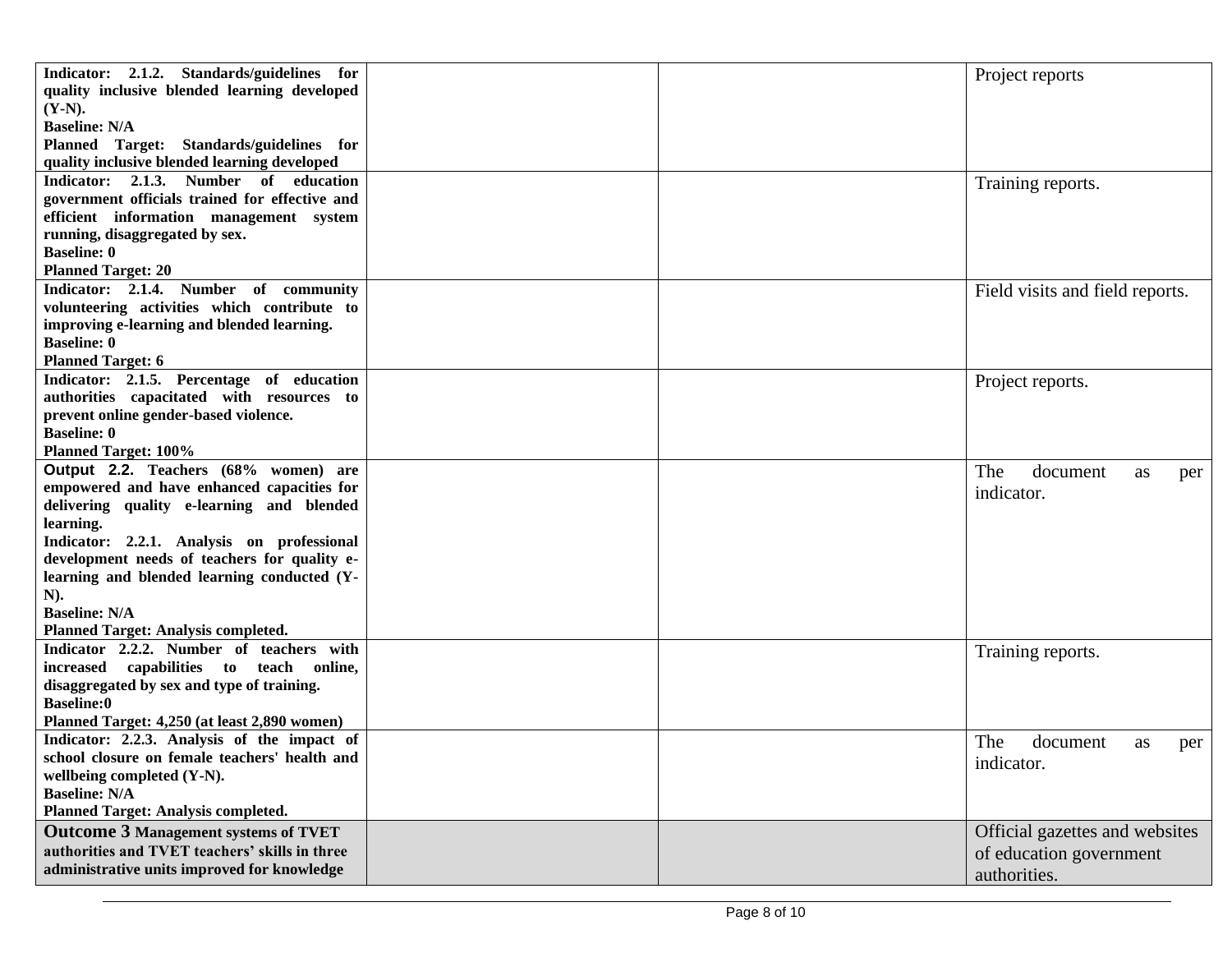| | | | |
|---|---|---|---|
| **Indicator: 2.1.2. Standards/guidelines for quality inclusive blended learning developed (Y-N).**<br>**Baseline: N/A**<br>**Planned Target: Standards/guidelines for quality inclusive blended learning developed** | | | Project reports |
| **Indicator: 2.1.3. Number of education government officials trained for effective and efficient information management system running, disaggregated by sex.**<br>**Baseline: 0**<br>**Planned Target: 20** | | | Training reports. |
| **Indicator: 2.1.4. Number of community volunteering activities which contribute to improving e-learning and blended learning.**<br>**Baseline: 0**<br>**Planned Target: 6** | | | Field visits and field reports. |
| **Indicator: 2.1.5. Percentage of education authorities capacitated with resources to prevent online gender-based violence.**<br>**Baseline: 0**<br>**Planned Target: 100%** | | | Project reports. |
| **Output 2.2. Teachers (68% women) are empowered and have enhanced capacities for delivering quality e-learning and blended learning.**<br>**Indicator: 2.2.1. Analysis on professional development needs of teachers for quality e-learning and blended learning conducted (Y-N).**<br>**Baseline: N/A**<br>**Planned Target: Analysis completed.** | | | The document as per indicator. |
| **Indicator 2.2.2. Number of teachers with increased capabilities to teach online, disaggregated by sex and type of training.**<br>**Baseline:0**<br>**Planned Target: 4,250 (at least 2,890 women)** | | | Training reports. |
| **Indicator: 2.2.3. Analysis of the impact of school closure on female teachers' health and wellbeing completed (Y-N).**<br>**Baseline: N/A**<br>**Planned Target: Analysis completed.** | | | The document as per indicator. |
| **Outcome 3 Management systems of TVET authorities and TVET teachers' skills in three administrative units improved for knowledge** | | | Official gazettes and websites of education government authorities. |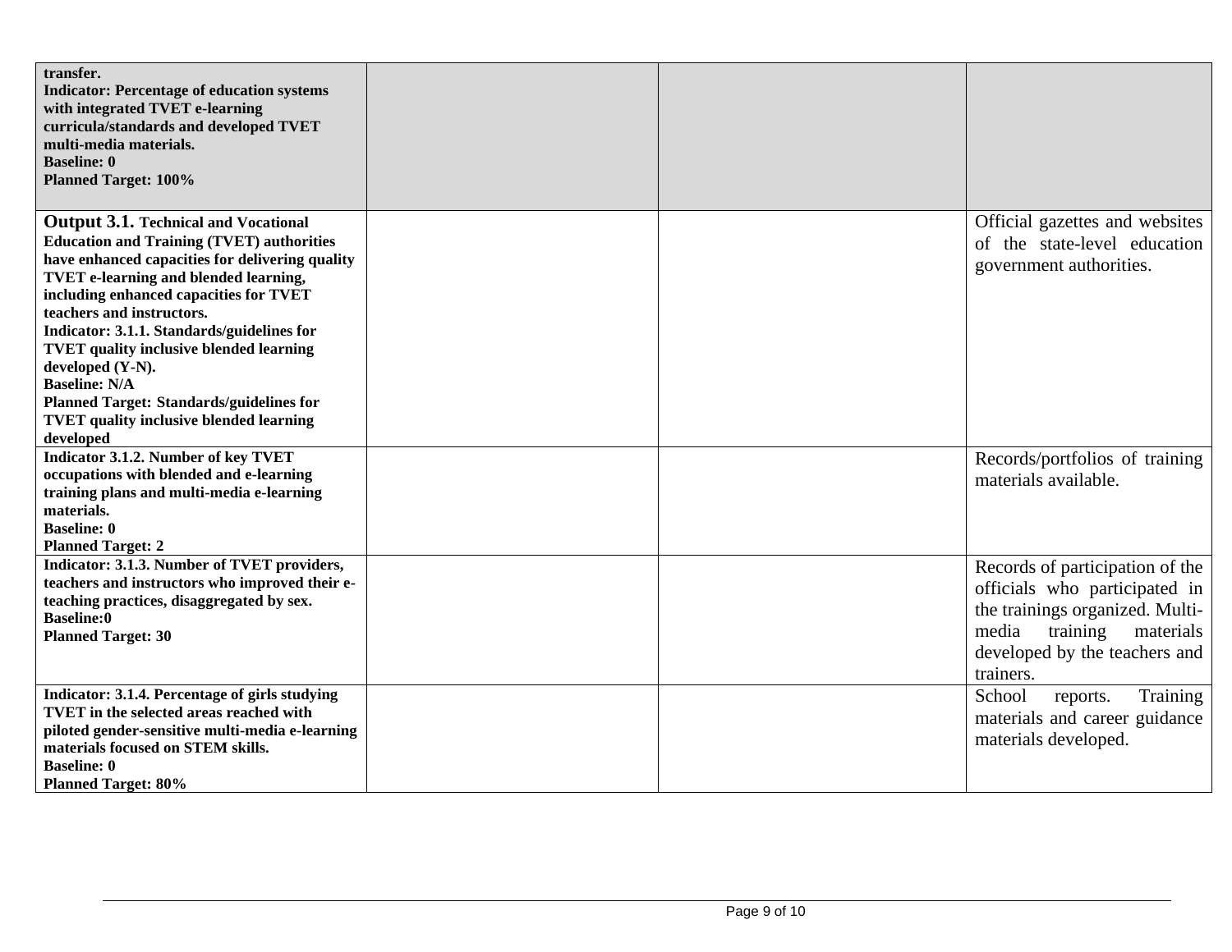| | | | |
|---|---|---|---|
| **transfer.**<br>**Indicator: Percentage of education systems with integrated TVET e-learning curricula/standards and developed TVET multi-media materials.**<br>**Baseline: 0**<br>**Planned Target: 100%** | | | |
| **Output 3.1. Technical and Vocational Education and Training (TVET) authorities have enhanced capacities for delivering quality TVET e-learning and blended learning, including enhanced capacities for TVET teachers and instructors.**<br>**Indicator: 3.1.1. Standards/guidelines for TVET quality inclusive blended learning developed (Y-N).**<br>**Baseline: N/A**<br>**Planned Target: Standards/guidelines for TVET quality inclusive blended learning developed** | | | Official gazettes and websites of the state-level education government authorities. |
| **Indicator 3.1.2. Number of key TVET occupations with blended and e-learning training plans and multi-media e-learning materials.**<br>**Baseline: 0**<br>**Planned Target: 2** | | | Records/portfolios of training materials available. |
| **Indicator: 3.1.3. Number of TVET providers, teachers and instructors who improved their e-teaching practices, disaggregated by sex.**<br>**Baseline:0**<br>**Planned Target: 30** | | | Records of participation of the officials who participated in the trainings organized. Multi-media training materials developed by the teachers and trainers. |
| **Indicator: 3.1.4. Percentage of girls studying TVET in the selected areas reached with piloted gender-sensitive multi-media e-learning materials focused on STEM skills.**<br>**Baseline: 0**<br>**Planned Target: 80%** | | | School reports. Training materials and career guidance materials developed. |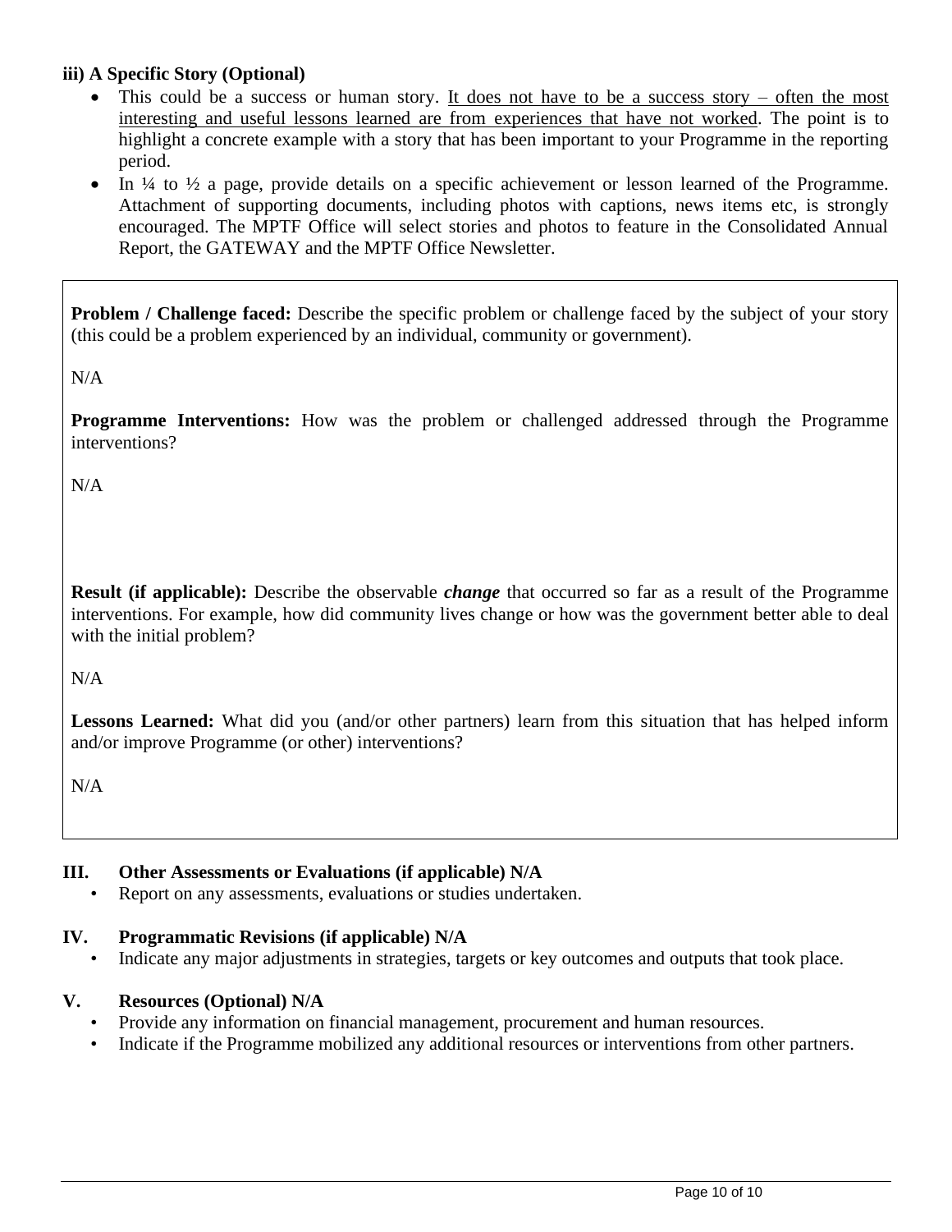### iii) A Specific Story (Optional)

- This could be a success or human story. <u>It does not have to be a success story – often the most interesting and useful lessons learned are from experiences that have not worked</u>. The point is to highlight a concrete example with a story that has been important to your Programme in the reporting period.
- In ¼ to ½ a page, provide details on a specific achievement or lesson learned of the Programme. Attachment of supporting documents, including photos with captions, news items etc, is strongly encouraged. The MPTF Office will select stories and photos to feature in the Consolidated Annual Report, the GATEWAY and the MPTF Office Newsletter.

**Problem / Challenge faced:** Describe the specific problem or challenge faced by the subject of your story (this could be a problem experienced by an individual, community or government).

N/A

**Programme Interventions:** How was the problem or challenged addressed through the Programme interventions?

N/A

**Result (if applicable):** Describe the observable ***change*** that occurred so far as a result of the Programme interventions. For example, how did community lives change or how was the government better able to deal with the initial problem?

N/A

**Lessons Learned:** What did you (and/or other partners) learn from this situation that has helped inform and/or improve Programme (or other) interventions?

N/A

## III. Other Assessments or Evaluations (if applicable) N/A

- Report on any assessments, evaluations or studies undertaken.

## IV. Programmatic Revisions (if applicable) N/A

- Indicate any major adjustments in strategies, targets or key outcomes and outputs that took place.

## V. Resources (Optional) N/A

- Provide any information on financial management, procurement and human resources.
- Indicate if the Programme mobilized any additional resources or interventions from other partners.